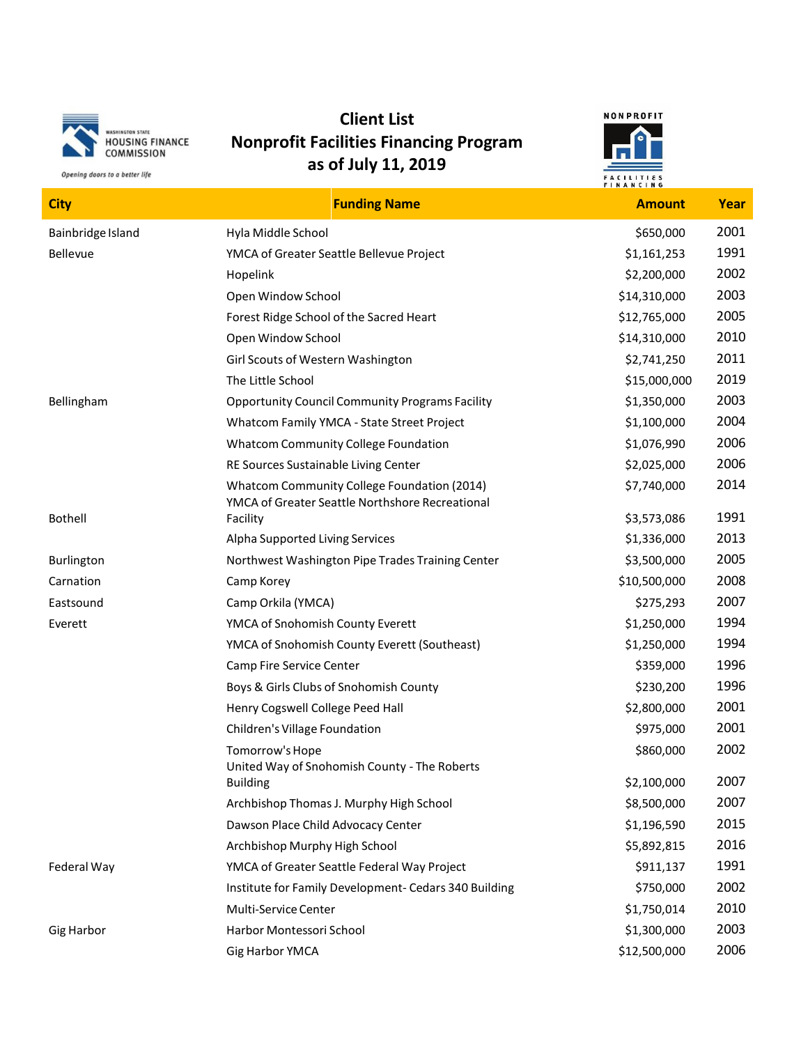# Client List
## Nonprofit Facilities Financing Program
## as of July 11, 2019

| City | Funding Name | Amount | Year |
|---|---|---|---|
| Bainbridge Island | Hyla Middle School | $650,000 | 2001 |
| Bellevue | YMCA of Greater Seattle Bellevue Project | $1,161,253 | 1991 |
| | Hopelink | $2,200,000 | 2002 |
| | Open Window School | $14,310,000 | 2003 |
| | Forest Ridge School of the Sacred Heart | $12,765,000 | 2005 |
| | Open Window School | $14,310,000 | 2010 |
| | Girl Scouts of Western Washington | $2,741,250 | 2011 |
| | The Little School | $15,000,000 | 2019 |
| Bellingham | Opportunity Council Community Programs Facility | $1,350,000 | 2003 |
| | Whatcom Family YMCA - State Street Project | $1,100,000 | 2004 |
| | Whatcom Community College Foundation | $1,076,990 | 2006 |
| | RE Sources Sustainable Living Center | $2,025,000 | 2006 |
| | Whatcom Community College Foundation (2014) | $7,740,000 | 2014 |
| Bothell | YMCA of Greater Seattle Northshore Recreational Facility | $3,573,086 | 1991 |
| | Alpha Supported Living Services | $1,336,000 | 2013 |
| Burlington | Northwest Washington Pipe Trades Training Center | $3,500,000 | 2005 |
| Carnation | Camp Korey | $10,500,000 | 2008 |
| Eastsound | Camp Orkila (YMCA) | $275,293 | 2007 |
| Everett | YMCA of Snohomish County Everett | $1,250,000 | 1994 |
| | YMCA of Snohomish County Everett (Southeast) | $1,250,000 | 1994 |
| | Camp Fire Service Center | $359,000 | 1996 |
| | Boys & Girls Clubs of Snohomish County | $230,200 | 1996 |
| | Henry Cogswell College Peed Hall | $2,800,000 | 2001 |
| | Children's Village Foundation | $975,000 | 2001 |
| | Tomorrow's Hope | $860,000 | 2002 |
| | United Way of Snohomish County - The Roberts Building | $2,100,000 | 2007 |
| | Archbishop Thomas J. Murphy High School | $8,500,000 | 2007 |
| | Dawson Place Child Advocacy Center | $1,196,590 | 2015 |
| | Archbishop Murphy High School | $5,892,815 | 2016 |
| Federal Way | YMCA of Greater Seattle Federal Way Project | $911,137 | 1991 |
| | Institute for Family Development- Cedars 340 Building | $750,000 | 2002 |
| | Multi-Service Center | $1,750,014 | 2010 |
| Gig Harbor | Harbor Montessori School | $1,300,000 | 2003 |
| | Gig Harbor YMCA | $12,500,000 | 2006 |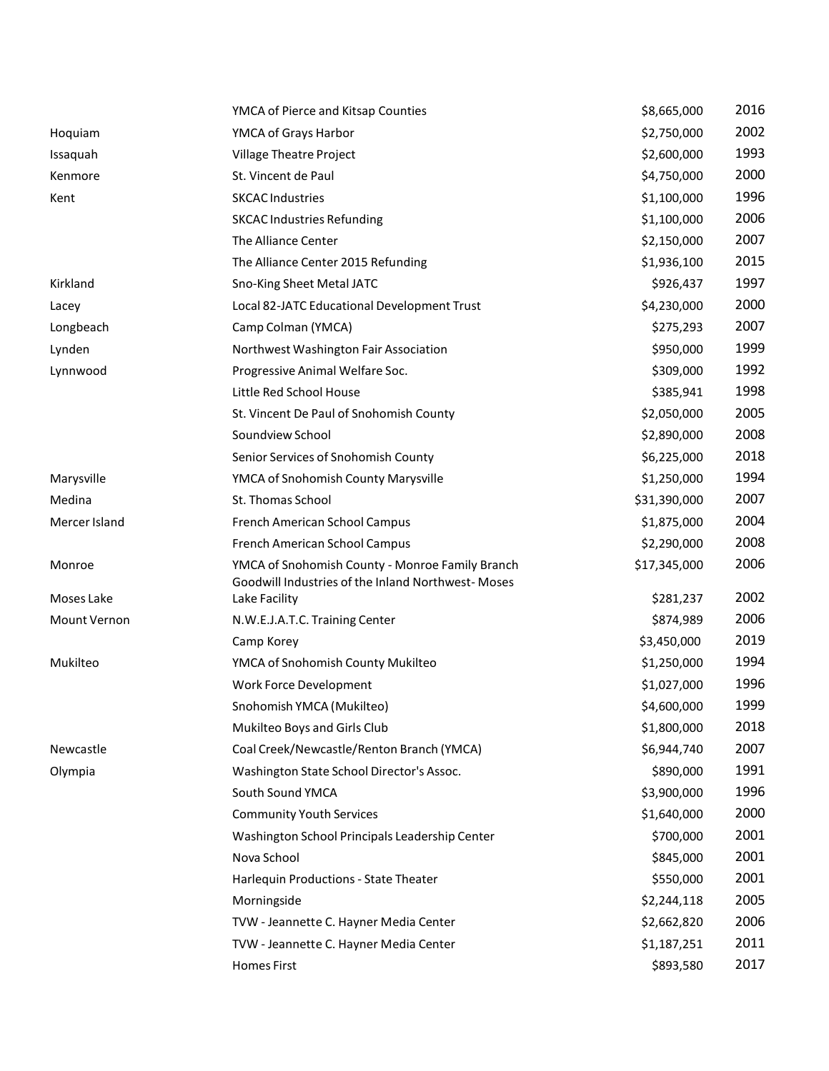| | | | |
|---|---|---|---|
| | YMCA of Pierce and Kitsap Counties | $8,665,000 | 2016 |
| Hoquiam | YMCA of Grays Harbor | $2,750,000 | 2002 |
| Issaquah | Village Theatre Project | $2,600,000 | 1993 |
| Kenmore | St. Vincent de Paul | $4,750,000 | 2000 |
| Kent | SKCAC Industries | $1,100,000 | 1996 |
| | SKCAC Industries Refunding | $1,100,000 | 2006 |
| | The Alliance Center | $2,150,000 | 2007 |
| | The Alliance Center 2015 Refunding | $1,936,100 | 2015 |
| Kirkland | Sno-King Sheet Metal JATC | $926,437 | 1997 |
| Lacey | Local 82-JATC Educational Development Trust | $4,230,000 | 2000 |
| Longbeach | Camp Colman (YMCA) | $275,293 | 2007 |
| Lynden | Northwest Washington Fair Association | $950,000 | 1999 |
| Lynnwood | Progressive Animal Welfare Soc. | $309,000 | 1992 |
| | Little Red School House | $385,941 | 1998 |
| | St. Vincent De Paul of Snohomish County | $2,050,000 | 2005 |
| | Soundview School | $2,890,000 | 2008 |
| | Senior Services of Snohomish County | $6,225,000 | 2018 |
| Marysville | YMCA of Snohomish County Marysville | $1,250,000 | 1994 |
| Medina | St. Thomas School | $31,390,000 | 2007 |
| Mercer Island | French American School Campus | $1,875,000 | 2004 |
| | French American School Campus | $2,290,000 | 2008 |
| Monroe | YMCA of Snohomish County - Monroe Family Branch | $17,345,000 | 2006 |
| Moses Lake | Goodwill Industries of the Inland Northwest- Moses Lake Facility | $281,237 | 2002 |
| Mount Vernon | N.W.E.J.A.T.C. Training Center | $874,989 | 2006 |
| | Camp Korey | $3,450,000 | 2019 |
| Mukilteo | YMCA of Snohomish County Mukilteo | $1,250,000 | 1994 |
| | Work Force Development | $1,027,000 | 1996 |
| | Snohomish YMCA (Mukilteo) | $4,600,000 | 1999 |
| | Mukilteo Boys and Girls Club | $1,800,000 | 2018 |
| Newcastle | Coal Creek/Newcastle/Renton Branch (YMCA) | $6,944,740 | 2007 |
| Olympia | Washington State School Director's Assoc. | $890,000 | 1991 |
| | South Sound YMCA | $3,900,000 | 1996 |
| | Community Youth Services | $1,640,000 | 2000 |
| | Washington School Principals Leadership Center | $700,000 | 2001 |
| | Nova School | $845,000 | 2001 |
| | Harlequin Productions - State Theater | $550,000 | 2001 |
| | Morningside | $2,244,118 | 2005 |
| | TVW - Jeannette C. Hayner Media Center | $2,662,820 | 2006 |
| | TVW - Jeannette C. Hayner Media Center | $1,187,251 | 2011 |
| | Homes First | $893,580 | 2017 |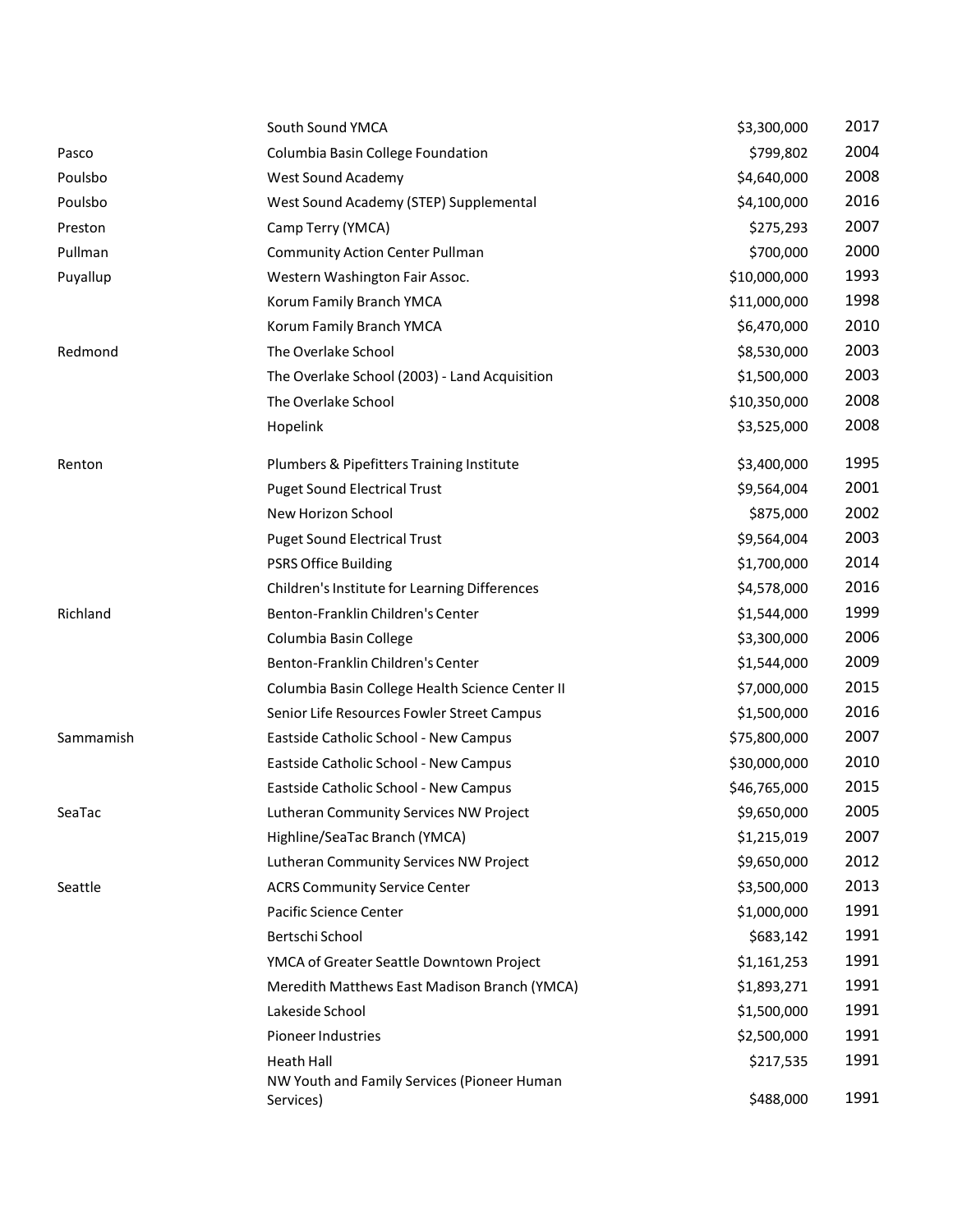| | | | |
|---|---|---|---|
| | South Sound YMCA | $3,300,000 | 2017 |
| Pasco | Columbia Basin College Foundation | $799,802 | 2004 |
| Poulsbo | West Sound Academy | $4,640,000 | 2008 |
| Poulsbo | West Sound Academy (STEP) Supplemental | $4,100,000 | 2016 |
| Preston | Camp Terry (YMCA) | $275,293 | 2007 |
| Pullman | Community Action Center Pullman | $700,000 | 2000 |
| Puyallup | Western Washington Fair Assoc. | $10,000,000 | 1993 |
| | Korum Family Branch YMCA | $11,000,000 | 1998 |
| | Korum Family Branch YMCA | $6,470,000 | 2010 |
| Redmond | The Overlake School | $8,530,000 | 2003 |
| | The Overlake School (2003) - Land Acquisition | $1,500,000 | 2003 |
| | The Overlake School | $10,350,000 | 2008 |
| | Hopelink | $3,525,000 | 2008 |
| Renton | Plumbers & Pipefitters Training Institute | $3,400,000 | 1995 |
| | Puget Sound Electrical Trust | $9,564,004 | 2001 |
| | New Horizon School | $875,000 | 2002 |
| | Puget Sound Electrical Trust | $9,564,004 | 2003 |
| | PSRS Office Building | $1,700,000 | 2014 |
| | Children's Institute for Learning Differences | $4,578,000 | 2016 |
| Richland | Benton-Franklin Children's Center | $1,544,000 | 1999 |
| | Columbia Basin College | $3,300,000 | 2006 |
| | Benton-Franklin Children's Center | $1,544,000 | 2009 |
| | Columbia Basin College Health Science Center II | $7,000,000 | 2015 |
| | Senior Life Resources Fowler Street Campus | $1,500,000 | 2016 |
| Sammamish | Eastside Catholic School - New Campus | $75,800,000 | 2007 |
| | Eastside Catholic School - New Campus | $30,000,000 | 2010 |
| | Eastside Catholic School - New Campus | $46,765,000 | 2015 |
| SeaTac | Lutheran Community Services NW Project | $9,650,000 | 2005 |
| | Highline/SeaTac Branch (YMCA) | $1,215,019 | 2007 |
| | Lutheran Community Services NW Project | $9,650,000 | 2012 |
| Seattle | ACRS Community Service Center | $3,500,000 | 2013 |
| | Pacific Science Center | $1,000,000 | 1991 |
| | Bertschi School | $683,142 | 1991 |
| | YMCA of Greater Seattle Downtown Project | $1,161,253 | 1991 |
| | Meredith Matthews East Madison Branch (YMCA) | $1,893,271 | 1991 |
| | Lakeside School | $1,500,000 | 1991 |
| | Pioneer Industries | $2,500,000 | 1991 |
| | Heath Hall | $217,535 | 1991 |
| | NW Youth and Family Services (Pioneer Human Services) | $488,000 | 1991 |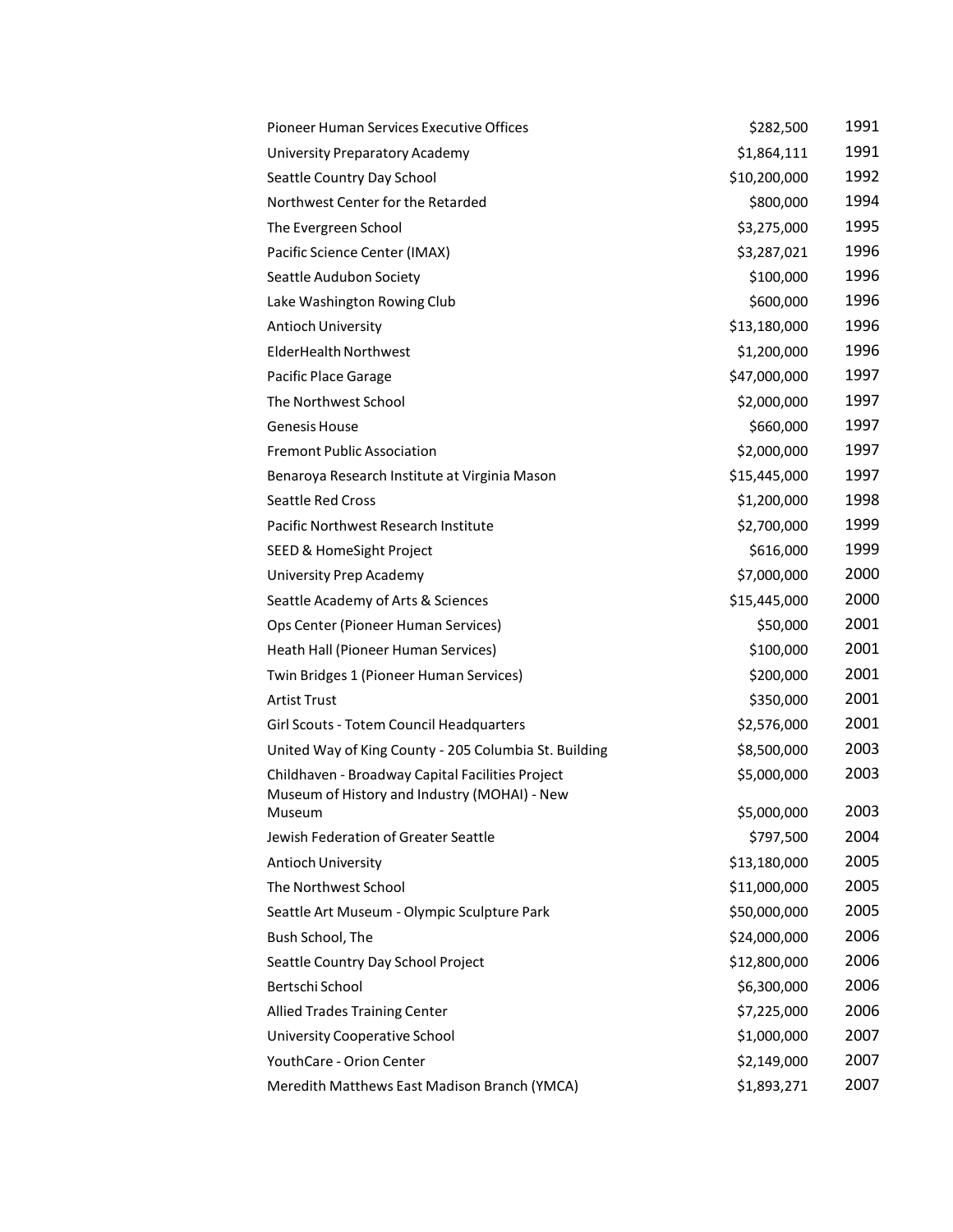| | | |
|---|---|---|
| Pioneer Human Services Executive Offices | $282,500 | 1991 |
| University Preparatory Academy | $1,864,111 | 1991 |
| Seattle Country Day School | $10,200,000 | 1992 |
| Northwest Center for the Retarded | $800,000 | 1994 |
| The Evergreen School | $3,275,000 | 1995 |
| Pacific Science Center (IMAX) | $3,287,021 | 1996 |
| Seattle Audubon Society | $100,000 | 1996 |
| Lake Washington Rowing Club | $600,000 | 1996 |
| Antioch University | $13,180,000 | 1996 |
| ElderHealth Northwest | $1,200,000 | 1996 |
| Pacific Place Garage | $47,000,000 | 1997 |
| The Northwest School | $2,000,000 | 1997 |
| Genesis House | $660,000 | 1997 |
| Fremont Public Association | $2,000,000 | 1997 |
| Benaroya Research Institute at Virginia Mason | $15,445,000 | 1997 |
| Seattle Red Cross | $1,200,000 | 1998 |
| Pacific Northwest Research Institute | $2,700,000 | 1999 |
| SEED & HomeSight Project | $616,000 | 1999 |
| University Prep Academy | $7,000,000 | 2000 |
| Seattle Academy of Arts & Sciences | $15,445,000 | 2000 |
| Ops Center (Pioneer Human Services) | $50,000 | 2001 |
| Heath Hall (Pioneer Human Services) | $100,000 | 2001 |
| Twin Bridges 1 (Pioneer Human Services) | $200,000 | 2001 |
| Artist Trust | $350,000 | 2001 |
| Girl Scouts - Totem Council Headquarters | $2,576,000 | 2001 |
| United Way of King County - 205 Columbia St. Building | $8,500,000 | 2003 |
| Childhaven - Broadway Capital Facilities Project | $5,000,000 | 2003 |
| Museum of History and Industry (MOHAI) - New Museum | $5,000,000 | 2003 |
| Jewish Federation of Greater Seattle | $797,500 | 2004 |
| Antioch University | $13,180,000 | 2005 |
| The Northwest School | $11,000,000 | 2005 |
| Seattle Art Museum - Olympic Sculpture Park | $50,000,000 | 2005 |
| Bush School, The | $24,000,000 | 2006 |
| Seattle Country Day School Project | $12,800,000 | 2006 |
| Bertschi School | $6,300,000 | 2006 |
| Allied Trades Training Center | $7,225,000 | 2006 |
| University Cooperative School | $1,000,000 | 2007 |
| YouthCare - Orion Center | $2,149,000 | 2007 |
| Meredith Matthews East Madison Branch (YMCA) | $1,893,271 | 2007 |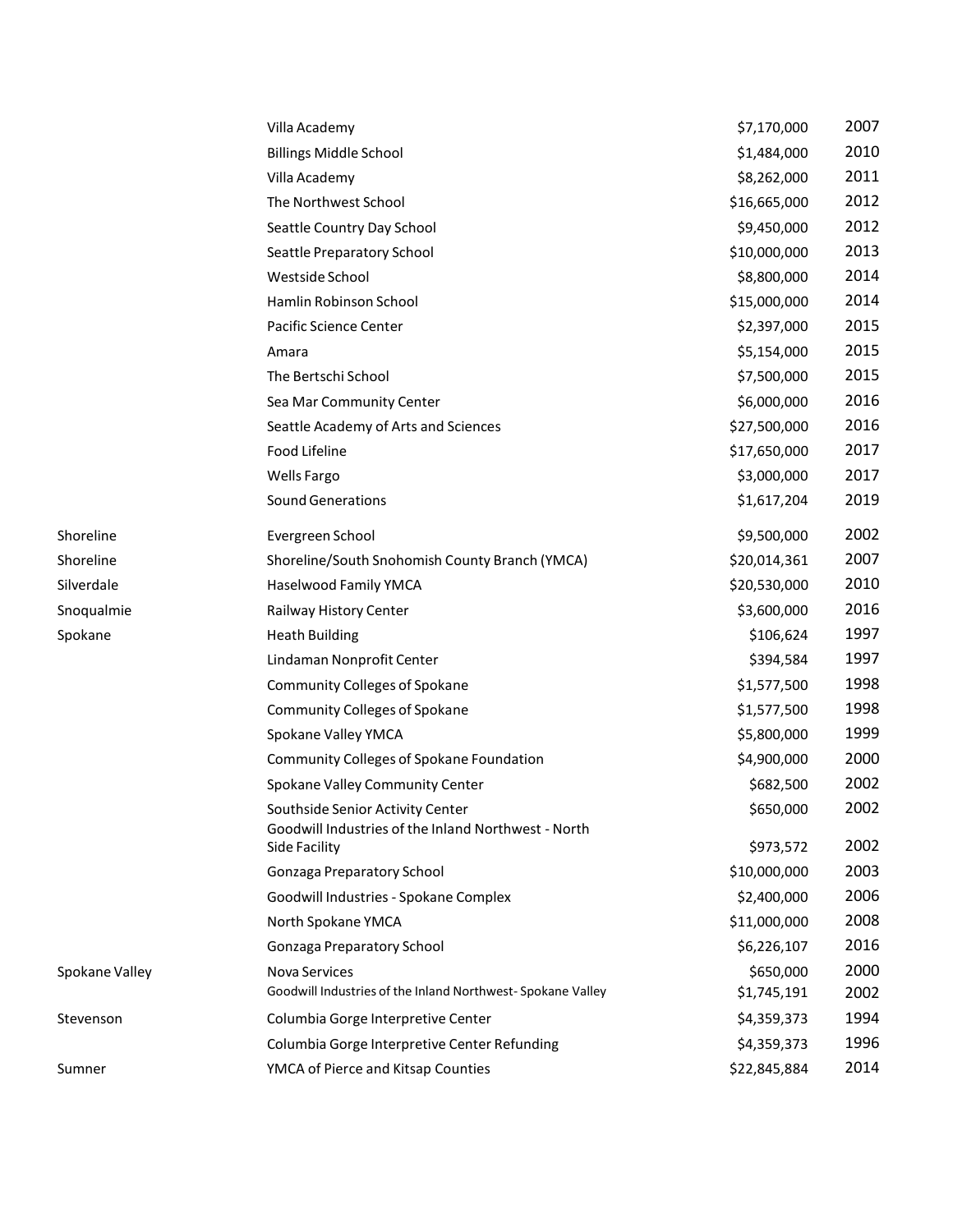| | | | |
|---|---|---|---|
| | Villa Academy | $7,170,000 | 2007 |
| | Billings Middle School | $1,484,000 | 2010 |
| | Villa Academy | $8,262,000 | 2011 |
| | The Northwest School | $16,665,000 | 2012 |
| | Seattle Country Day School | $9,450,000 | 2012 |
| | Seattle Preparatory School | $10,000,000 | 2013 |
| | Westside School | $8,800,000 | 2014 |
| | Hamlin Robinson School | $15,000,000 | 2014 |
| | Pacific Science Center | $2,397,000 | 2015 |
| | Amara | $5,154,000 | 2015 |
| | The Bertschi School | $7,500,000 | 2015 |
| | Sea Mar Community Center | $6,000,000 | 2016 |
| | Seattle Academy of Arts and Sciences | $27,500,000 | 2016 |
| | Food Lifeline | $17,650,000 | 2017 |
| | Wells Fargo | $3,000,000 | 2017 |
| | Sound Generations | $1,617,204 | 2019 |
| Shoreline | Evergreen School | $9,500,000 | 2002 |
| Shoreline | Shoreline/South Snohomish County Branch (YMCA) | $20,014,361 | 2007 |
| Silverdale | Haselwood Family YMCA | $20,530,000 | 2010 |
| Snoqualmie | Railway History Center | $3,600,000 | 2016 |
| Spokane | Heath Building | $106,624 | 1997 |
| | Lindaman Nonprofit Center | $394,584 | 1997 |
| | Community Colleges of Spokane | $1,577,500 | 1998 |
| | Community Colleges of Spokane | $1,577,500 | 1998 |
| | Spokane Valley YMCA | $5,800,000 | 1999 |
| | Community Colleges of Spokane Foundation | $4,900,000 | 2000 |
| | Spokane Valley Community Center | $682,500 | 2002 |
| | Southside Senior Activity Center | $650,000 | 2002 |
| | Goodwill Industries of the Inland Northwest - North Side Facility | $973,572 | 2002 |
| | Gonzaga Preparatory School | $10,000,000 | 2003 |
| | Goodwill Industries - Spokane Complex | $2,400,000 | 2006 |
| | North Spokane YMCA | $11,000,000 | 2008 |
| | Gonzaga Preparatory School | $6,226,107 | 2016 |
| Spokane Valley | Nova Services | $650,000 | 2000 |
| | Goodwill Industries of the Inland Northwest- Spokane Valley | $1,745,191 | 2002 |
| Stevenson | Columbia Gorge Interpretive Center | $4,359,373 | 1994 |
| | Columbia Gorge Interpretive Center Refunding | $4,359,373 | 1996 |
| Sumner | YMCA of Pierce and Kitsap Counties | $22,845,884 | 2014 |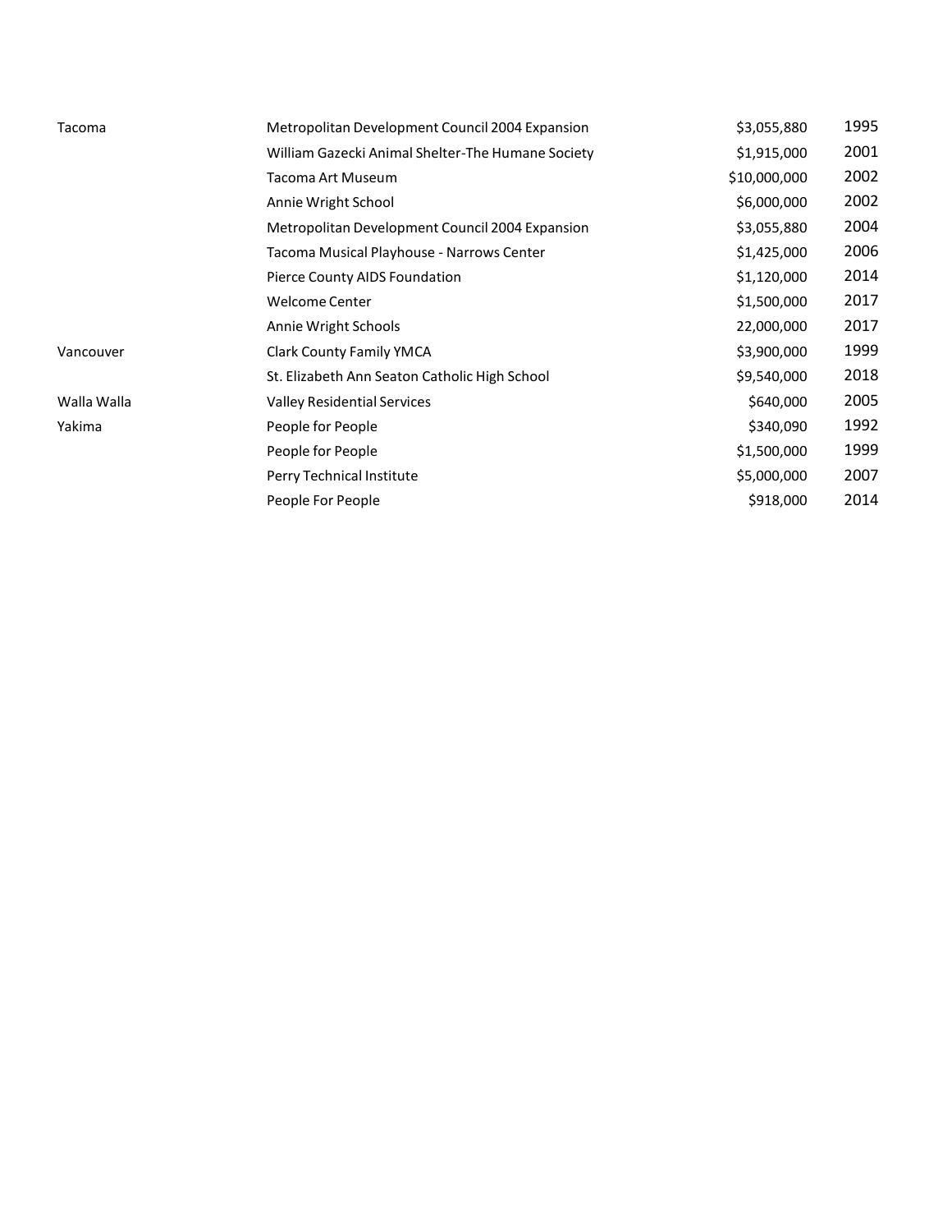| | | | |
|---|---|---|---|
| Tacoma | Metropolitan Development Council 2004 Expansion | $3,055,880 | 1995 |
| | William Gazecki Animal Shelter-The Humane Society | $1,915,000 | 2001 |
| | Tacoma Art Museum | $10,000,000 | 2002 |
| | Annie Wright School | $6,000,000 | 2002 |
| | Metropolitan Development Council 2004 Expansion | $3,055,880 | 2004 |
| | Tacoma Musical Playhouse - Narrows Center | $1,425,000 | 2006 |
| | Pierce County AIDS Foundation | $1,120,000 | 2014 |
| | Welcome Center | $1,500,000 | 2017 |
| | Annie Wright Schools | 22,000,000 | 2017 |
| Vancouver | Clark County Family YMCA | $3,900,000 | 1999 |
| | St. Elizabeth Ann Seaton Catholic High School | $9,540,000 | 2018 |
| Walla Walla | Valley Residential Services | $640,000 | 2005 |
| Yakima | People for People | $340,090 | 1992 |
| | People for People | $1,500,000 | 1999 |
| | Perry Technical Institute | $5,000,000 | 2007 |
| | People For People | $918,000 | 2014 |